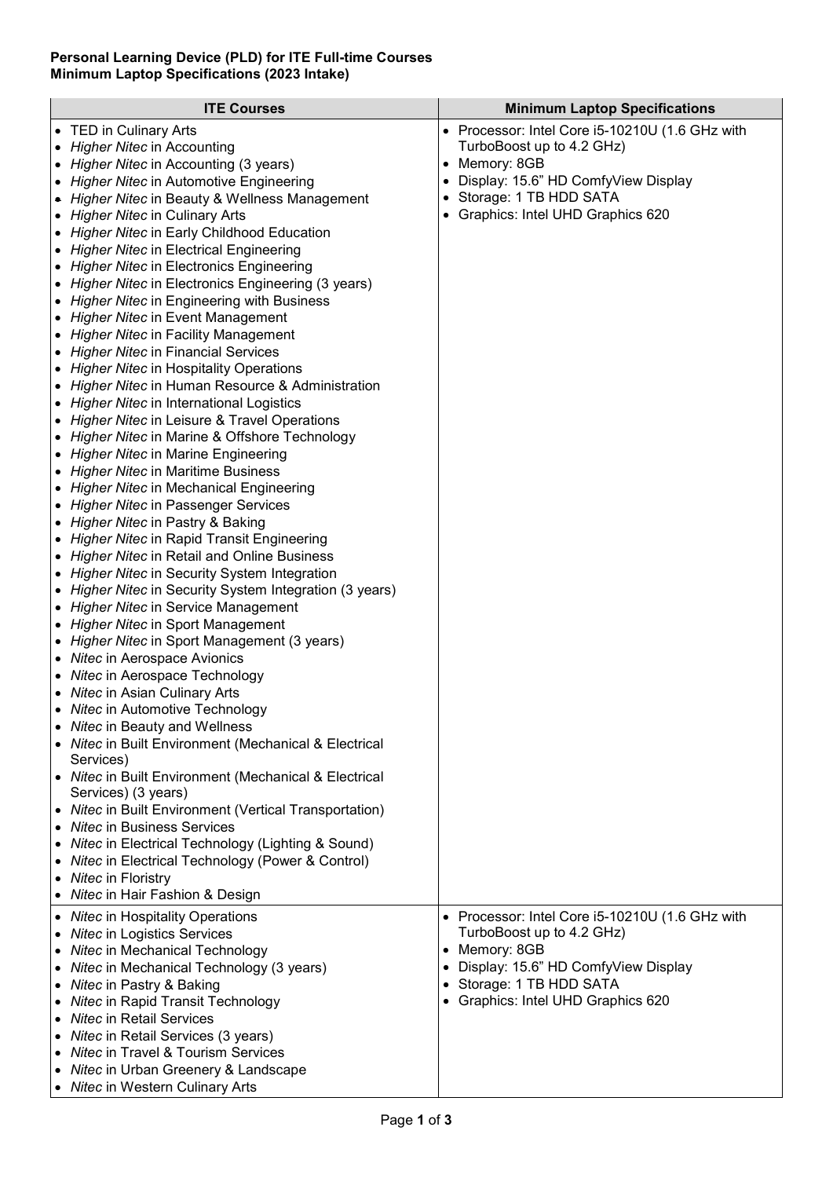**Personal Learning Device (PLD) for ITE Full-time Courses**
**Minimum Laptop Specifications (2023 Intake)**

| ITE Courses | Minimum Laptop Specifications |
|---|---|
| • TED in Culinary Arts<br>• *Higher Nitec* in Accounting<br>• *Higher Nitec* in Accounting (3 years)<br>• *Higher Nitec* in Automotive Engineering<br>• *Higher Nitec* in Beauty & Wellness Management<br>• *Higher Nitec* in Culinary Arts<br>• *Higher Nitec* in Early Childhood Education<br>• *Higher Nitec* in Electrical Engineering<br>• *Higher Nitec* in Electronics Engineering<br>• *Higher Nitec* in Electronics Engineering (3 years)<br>• *Higher Nitec* in Engineering with Business<br>• *Higher Nitec* in Event Management<br>• *Higher Nitec* in Facility Management<br>• *Higher Nitec* in Financial Services<br>• *Higher Nitec* in Hospitality Operations<br>• *Higher Nitec* in Human Resource & Administration<br>• *Higher Nitec* in International Logistics<br>• *Higher Nitec* in Leisure & Travel Operations<br>• *Higher Nitec* in Marine & Offshore Technology<br>• *Higher Nitec* in Marine Engineering<br>• *Higher Nitec* in Maritime Business<br>• *Higher Nitec* in Mechanical Engineering<br>• *Higher Nitec* in Passenger Services<br>• *Higher Nitec* in Pastry & Baking<br>• *Higher Nitec* in Rapid Transit Engineering<br>• *Higher Nitec* in Retail and Online Business<br>• *Higher Nitec* in Security System Integration<br>• *Higher Nitec* in Security System Integration (3 years)<br>• *Higher Nitec* in Service Management<br>• *Higher Nitec* in Sport Management<br>• *Higher Nitec* in Sport Management (3 years)<br>• *Nitec* in Aerospace Avionics<br>• *Nitec* in Aerospace Technology<br>• *Nitec* in Asian Culinary Arts<br>• *Nitec* in Automotive Technology<br>• *Nitec* in Beauty and Wellness<br>• *Nitec* in Built Environment (Mechanical & Electrical Services)<br>• *Nitec* in Built Environment (Mechanical & Electrical Services) (3 years)<br>• *Nitec* in Built Environment (Vertical Transportation)<br>• *Nitec* in Business Services<br>• *Nitec* in Electrical Technology (Lighting & Sound)<br>• *Nitec* in Electrical Technology (Power & Control)<br>• *Nitec* in Floristry<br>• *Nitec* in Hair Fashion & Design | • Processor: Intel Core i5-10210U (1.6 GHz with TurboBoost up to 4.2 GHz)<br>• Memory: 8GB<br>• Display: 15.6" HD ComfyView Display<br>• Storage: 1 TB HDD SATA<br>• Graphics: Intel UHD Graphics 620 |
| • *Nitec* in Hospitality Operations<br>• *Nitec* in Logistics Services<br>• *Nitec* in Mechanical Technology<br>• *Nitec* in Mechanical Technology (3 years)<br>• *Nitec* in Pastry & Baking<br>• *Nitec* in Rapid Transit Technology<br>• *Nitec* in Retail Services<br>• *Nitec* in Retail Services (3 years)<br>• *Nitec* in Travel & Tourism Services<br>• *Nitec* in Urban Greenery & Landscape<br>• *Nitec* in Western Culinary Arts | • Processor: Intel Core i5-10210U (1.6 GHz with TurboBoost up to 4.2 GHz)<br>• Memory: 8GB<br>• Display: 15.6" HD ComfyView Display<br>• Storage: 1 TB HDD SATA<br>• Graphics: Intel UHD Graphics 620 |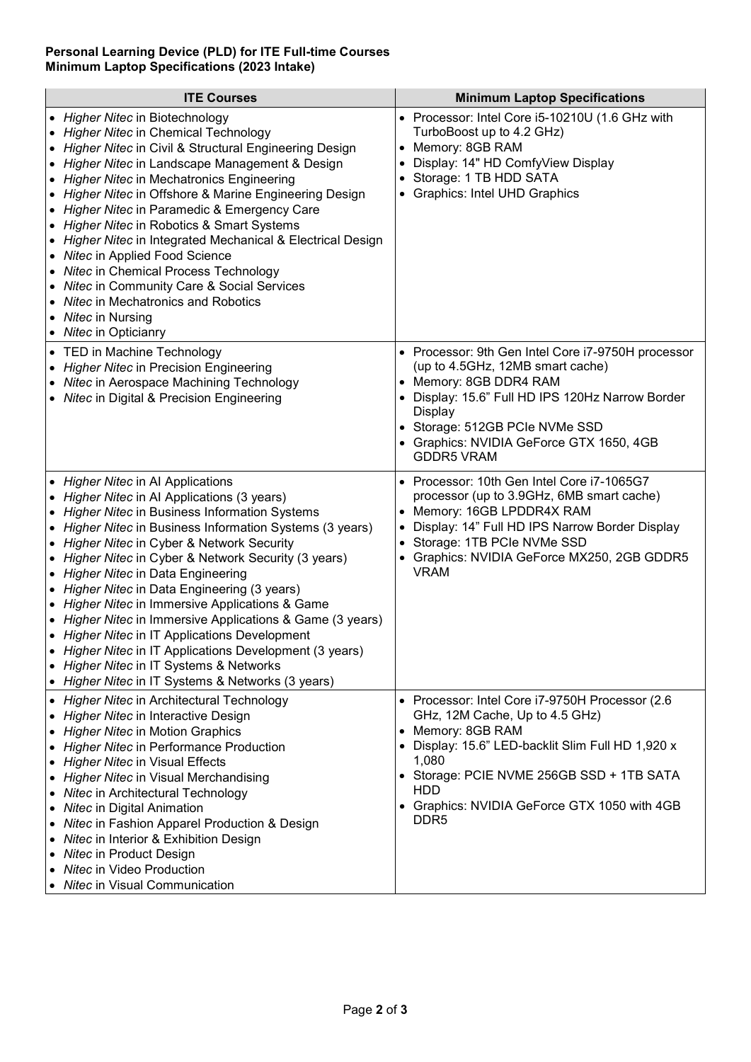**Personal Learning Device (PLD) for ITE Full-time Courses**
**Minimum Laptop Specifications (2023 Intake)**

| ITE Courses | Minimum Laptop Specifications |
|---|---|
| • *Higher Nitec* in Biotechnology<br>• *Higher Nitec* in Chemical Technology<br>• *Higher Nitec* in Civil & Structural Engineering Design<br>• *Higher Nitec* in Landscape Management & Design<br>• *Higher Nitec* in Mechatronics Engineering<br>• *Higher Nitec* in Offshore & Marine Engineering Design<br>• *Higher Nitec* in Paramedic & Emergency Care<br>• *Higher Nitec* in Robotics & Smart Systems<br>• *Higher Nitec* in Integrated Mechanical & Electrical Design<br>• *Nitec* in Applied Food Science<br>• *Nitec* in Chemical Process Technology<br>• *Nitec* in Community Care & Social Services<br>• *Nitec* in Mechatronics and Robotics<br>• *Nitec* in Nursing<br>• *Nitec* in Opticianry | • Processor: Intel Core i5-10210U (1.6 GHz with TurboBoost up to 4.2 GHz)<br>• Memory: 8GB RAM<br>• Display: 14" HD ComfyView Display<br>• Storage: 1 TB HDD SATA<br>• Graphics: Intel UHD Graphics |
| • TED in Machine Technology<br>• *Higher Nitec* in Precision Engineering<br>• *Nitec* in Aerospace Machining Technology<br>• *Nitec* in Digital & Precision Engineering | • Processor: 9th Gen Intel Core i7-9750H processor (up to 4.5GHz, 12MB smart cache)<br>• Memory: 8GB DDR4 RAM<br>• Display: 15.6" Full HD IPS 120Hz Narrow Border Display<br>• Storage: 512GB PCIe NVMe SSD<br>• Graphics: NVIDIA GeForce GTX 1650, 4GB GDDR5 VRAM |
| • *Higher Nitec* in AI Applications<br>• *Higher Nitec* in AI Applications (3 years)<br>• *Higher Nitec* in Business Information Systems<br>• *Higher Nitec* in Business Information Systems (3 years)<br>• *Higher Nitec* in Cyber & Network Security<br>• *Higher Nitec* in Cyber & Network Security (3 years)<br>• *Higher Nitec* in Data Engineering<br>• *Higher Nitec* in Data Engineering (3 years)<br>• *Higher Nitec* in Immersive Applications & Game<br>• *Higher Nitec* in Immersive Applications & Game (3 years)<br>• *Higher Nitec* in IT Applications Development<br>• *Higher Nitec* in IT Applications Development (3 years)<br>• *Higher Nitec* in IT Systems & Networks<br>• *Higher Nitec* in IT Systems & Networks (3 years) | • Processor: 10th Gen Intel Core i7-1065G7 processor (up to 3.9GHz, 6MB smart cache)<br>• Memory: 16GB LPDDR4X RAM<br>• Display: 14" Full HD IPS Narrow Border Display<br>• Storage: 1TB PCIe NVMe SSD<br>• Graphics: NVIDIA GeForce MX250, 2GB GDDR5 VRAM |
| • *Higher Nitec* in Architectural Technology<br>• *Higher Nitec* in Interactive Design<br>• *Higher Nitec* in Motion Graphics<br>• *Higher Nitec* in Performance Production<br>• *Higher Nitec* in Visual Effects<br>• *Higher Nitec* in Visual Merchandising<br>• *Nitec* in Architectural Technology<br>• *Nitec* in Digital Animation<br>• *Nitec* in Fashion Apparel Production & Design<br>• *Nitec* in Interior & Exhibition Design<br>• *Nitec* in Product Design<br>• *Nitec* in Video Production<br>• *Nitec* in Visual Communication | • Processor: Intel Core i7-9750H Processor (2.6 GHz, 12M Cache, Up to 4.5 GHz)<br>• Memory: 8GB RAM<br>• Display: 15.6" LED-backlit Slim Full HD 1,920 x 1,080<br>• Storage: PCIE NVME 256GB SSD + 1TB SATA HDD<br>• Graphics: NVIDIA GeForce GTX 1050 with 4GB DDR5 |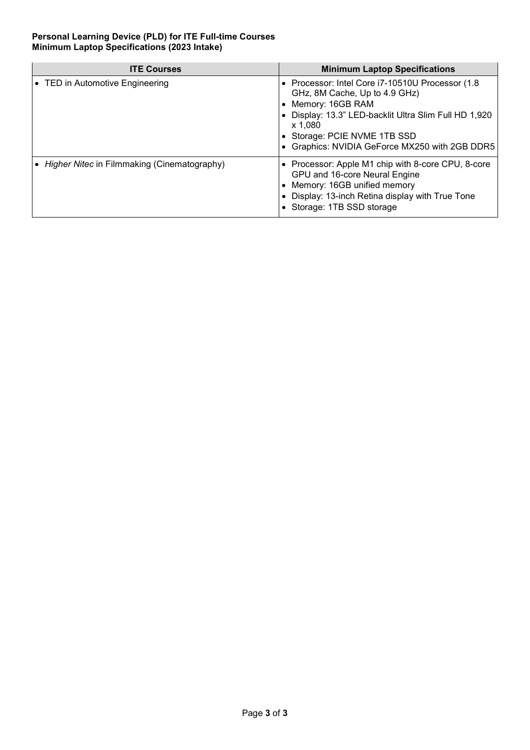**Personal Learning Device (PLD) for ITE Full-time Courses**
**Minimum Laptop Specifications (2023 Intake)**

| ITE Courses | Minimum Laptop Specifications |
|---|---|
| • TED in Automotive Engineering | • Processor: Intel Core i7-10510U Processor (1.8 GHz, 8M Cache, Up to 4.9 GHz)<br>• Memory: 16GB RAM<br>• Display: 13.3" LED-backlit Ultra Slim Full HD 1,920 x 1,080<br>• Storage: PCIE NVME 1TB SSD<br>• Graphics: NVIDIA GeForce MX250 with 2GB DDR5 |
| • *Higher Nitec* in Filmmaking (Cinematography) | • Processor: Apple M1 chip with 8-core CPU, 8-core GPU and 16-core Neural Engine<br>• Memory: 16GB unified memory<br>• Display: 13-inch Retina display with True Tone<br>• Storage: 1TB SSD storage |